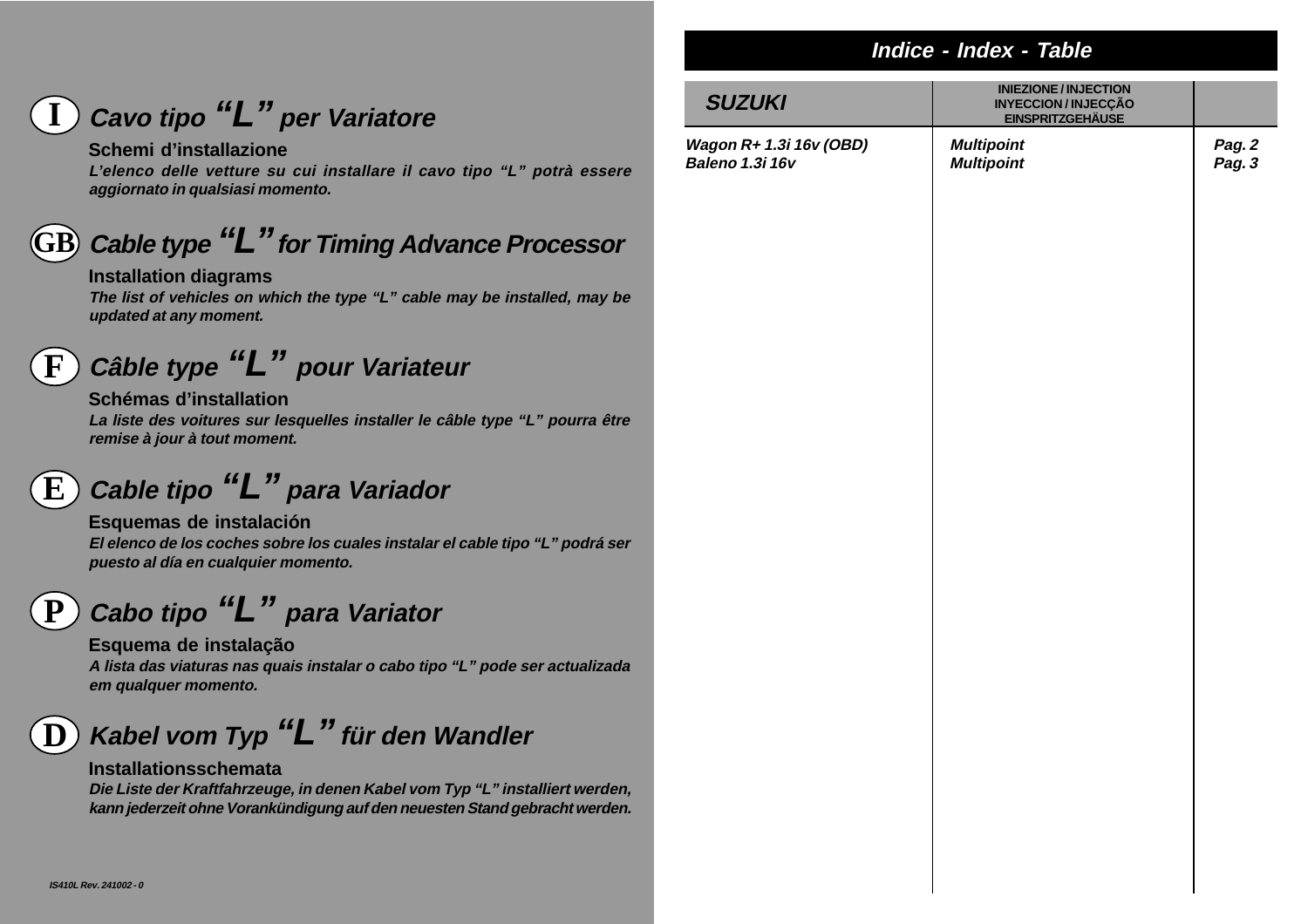## I Cavo tipo “L” per Variatore

**Schemi d’installazione**

***L’elenco delle vetture su cui installare il cavo tipo “L” potrà essere aggiornato in qualsiasi momento.***

## GB Cable type “L” for Timing Advance Processor

**Installation diagrams**

***The list of vehicles on which the type “L” cable may be installed, may be updated at any moment.***

## F Câble type “L” pour Variateur

**Schémas d’installation**

***La liste des voitures sur lesquelles installer le câble type “L” pourra être remise à jour à tout moment.***

## E Cable tipo “L” para Variador

**Esquemas de instalación**

***El elenco de los coches sobre los cuales instalar el cable tipo “L” podrá ser puesto al día en cualquier momento.***

## P Cabo tipo “L” para Variator

**Esquema de instalação**

***A lista das viaturas nas quais instalar o cabo tipo “L” pode ser actualizada em qualquer momento.***

## D Kabel vom Typ “L” für den Wandler

**Installationsschemata**

***Die Liste der Kraftfahrzeuge, in denen Kabel vom Typ “L” installiert werden, kann jederzeit ohne Vorankündigung auf den neuesten Stand gebracht werden.***

*IS410L Rev. 241002 - 0*

## Indice - Index - Table

| SUZUKI | INIEZIONE / INJECTION INYECCION / INJECÇÃO EINSPRITZGEHÄUSE | |
|---|---|---|
| *Wagon R+ 1.3i 16v (OBD)* | *Multipoint* | *Pag. 2* |
| *Baleno 1.3i 16v* | *Multipoint* | *Pag. 3* |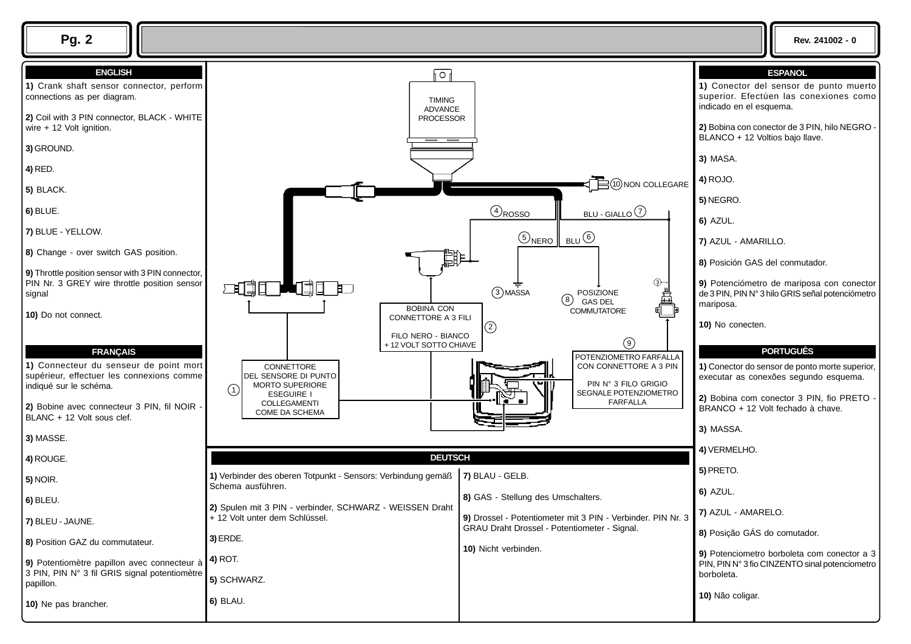## ENGLISH

**1)** Crank shaft sensor connector, perform connections as per diagram.

**2)** Coil with 3 PIN connector, BLACK - WHITE wire + 12 Volt ignition.

**3)** GROUND.

**4)** RED.

**5)** BLACK.

**6)** BLUE.

**7)** BLUE - YELLOW.

**8)** Change - over switch GAS position.

**9)** Throttle position sensor with 3 PIN connector, PIN Nr. 3 GREY wire throttle position sensor signal

**10)** Do not connect.

## FRANÇAIS

**1)** Connecteur du senseur de point mort supérieur, effectuer les connexions comme indiqué sur le schéma.

**2)** Bobine avec connecteur 3 PIN, fil NOIR - BLANC + 12 Volt sous clef.

**3)** MASSE.

**4)** ROUGE.

**5)** NOIR.

**6)** BLEU.

**7)** BLEU - JAUNE.

**8)** Position GAZ du commutateur.

**9)** Potentiomètre papillon avec connecteur à 3 PIN, PIN N° 3 fil GRIS signal potentiomètre papillon.

**10)** Ne pas brancher.

TIMING ADVANCE PROCESSOR

10 NON COLLEGARE

4 ROSSO

7 BLU - GIALLO

5 NERO

6 BLU

3 MASSA

8 POSIZIONE GAS DEL COMMUTATORE

BOBINA CON CONNETTORE A 3 FILI

FILO NERO - BIANCO + 12 VOLT SOTTO CHIAVE

2

9 POTENZIOMETRO FARFALLA CON CONNETTORE A 3 PIN

PIN N° 3 FILO GRIGIO SEGNALE POTENZIOMETRO FARFALLA

1 CONNETTORE DEL SENSORE DI PUNTO MORTO SUPERIORE ESEGUIRE I COLLEGAMENTI COME DA SCHEMA

## DEUTSCH

**1)** Verbinder des oberen Totpunkt - Sensors: Verbindung gemäß Schema ausführen.

**2)** Spulen mit 3 PIN - verbinder, SCHWARZ - WEISSEN Draht + 12 Volt unter dem Schlüssel.

**3)** ERDE.

**4)** ROT.

**5)** SCHWARZ.

**6)** BLAU.

**7)** BLAU - GELB.

**8)** GAS - Stellung des Umschalters.

**9)** Drossel - Potentiometer mit 3 PIN - Verbinder. PIN Nr. 3 GRAU Draht Drossel - Potentiometer - Signal.

**10)** Nicht verbinden.

## ESPANOL

**1)** Conector del sensor de punto muerto superior. Efectúen las conexiones como indicado en el esquema.

**2)** Bobina con conector de 3 PIN, hilo NEGRO - BLANCO + 12 Voltios bajo llave.

**3)** MASA.

**4)** ROJO.

**5)** NEGRO.

**6)** AZUL.

**7)** AZUL - AMARILLO.

**8)** Posición GAS del conmutador.

**9)** Potenciómetro de mariposa con conector de 3 PIN, PIN N° 3 hilo GRIS señal potenciómetro mariposa.

**10)** No conecten.

## PORTUGUÊS

**1)** Conector do sensor de ponto morte superior, executar as conexões segundo esquema.

**2)** Bobina com conector 3 PIN, fio PRETO - BRANCO + 12 Volt fechado à chave.

**3)** MASSA.

**4)** VERMELHO.

**5)** PRETO.

**6)** AZUL.

**7)** AZUL - AMARELO.

**8)** Posição GÁS do comutador.

**9)** Potenciometro borboleta com conector a 3 PIN, PIN N° 3 fio CINZENTO sinal potenciometro borboleta.

**10)** Não coligar.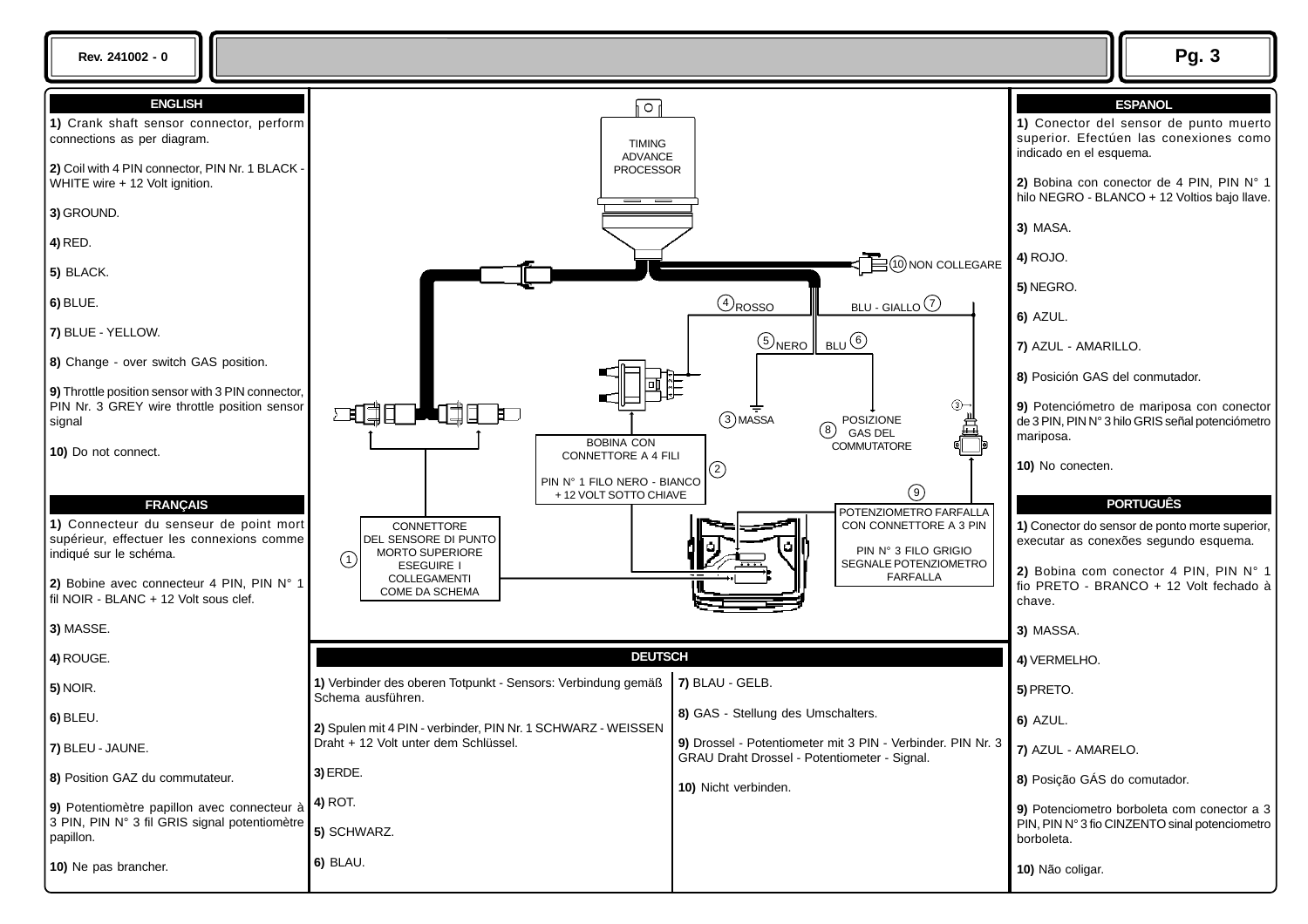Rev. 241002 - 0

## ENGLISH

**1)** Crank shaft sensor connector, perform connections as per diagram.

**2)** Coil with 4 PIN connector, PIN Nr. 1 BLACK - WHITE wire + 12 Volt ignition.

**3)** GROUND.

**4)** RED.

**5)** BLACK.

**6)** BLUE.

**7)** BLUE - YELLOW.

**8)** Change - over switch GAS position.

**9)** Throttle position sensor with 3 PIN connector, PIN Nr. 3 GREY wire throttle position sensor signal

**10)** Do not connect.

## FRANÇAIS

**1)** Connecteur du senseur de point mort supérieur, effectuer les connexions comme indiqué sur le schéma.

**2)** Bobine avec connecteur 4 PIN, PIN N° 1 fil NOIR - BLANC + 12 Volt sous clef.

**3)** MASSE.

**4)** ROUGE.

**5)** NOIR.

**6)** BLEU.

**7)** BLEU - JAUNE.

**8)** Position GAZ du commutateur.

**9)** Potentiomètre papillon avec connecteur à 3 PIN, PIN N° 3 fil GRIS signal potentiomètre papillon.

**10)** Ne pas brancher.

TIMING ADVANCE PROCESSOR

10 NON COLLEGARE

4 ROSSO

BLU - GIALLO 7

5 NERO

BLU 6

3 MASSA

8 POSIZIONE GAS DEL COMMUTATORE

BOBINA CON CONNETTORE A 4 FILI

PIN N° 1 FILO NERO - BIANCO + 12 VOLT SOTTO CHIAVE

2

9

POTENZIOMETRO FARFALLA CON CONNETTORE A 3 PIN

PIN N° 3 FILO GRIGIO SEGNALE POTENZIOMETRO FARFALLA

1

CONNETTORE DEL SENSORE DI PUNTO MORTO SUPERIORE ESEGUIRE I COLLEGAMENTI COME DA SCHEMA

## DEUTSCH

**1)** Verbinder des oberen Totpunkt - Sensors: Verbindung gemäß Schema ausführen.

**2)** Spulen mit 4 PIN - verbinder, PIN Nr. 1 SCHWARZ - WEISSEN Draht + 12 Volt unter dem Schlüssel.

**3)** ERDE.

**4)** ROT.

**5)** SCHWARZ.

**6)** BLAU.

**7)** BLAU - GELB.

**8)** GAS - Stellung des Umschalters.

**9)** Drossel - Potentiometer mit 3 PIN - Verbinder. PIN Nr. 3 GRAU Draht Drossel - Potentiometer - Signal.

**10)** Nicht verbinden.

## ESPANOL

**1)** Conector del sensor de punto muerto superior. Efectúen las conexiones como indicado en el esquema.

**2)** Bobina con conector de 4 PIN, PIN N° 1 hilo NEGRO - BLANCO + 12 Voltios bajo llave.

**3)** MASA.

**4)** ROJO.

**5)** NEGRO.

**6)** AZUL.

**7)** AZUL - AMARILLO.

**8)** Posición GAS del conmutador.

**9)** Potenciómetro de mariposa con conector de 3 PIN, PIN N° 3 hilo GRIS señal potenciómetro mariposa.

**10)** No conecten.

## PORTUGUÊS

**1)** Conector do sensor de ponto morte superior, executar as conexões segundo esquema.

**2)** Bobina com conector 4 PIN, PIN N° 1 fio PRETO - BRANCO + 12 Volt fechado à chave.

**3)** MASSA.

**4)** VERMELHO.

**5)** PRETO.

**6)** AZUL.

**7)** AZUL - AMARELO.

**8)** Posição GÁS do comutador.

**9)** Potenciometro borboleta com conector a 3 PIN, PIN N° 3 fio CINZENTO sinal potenciometro borboleta.

**10)** Não coligar.